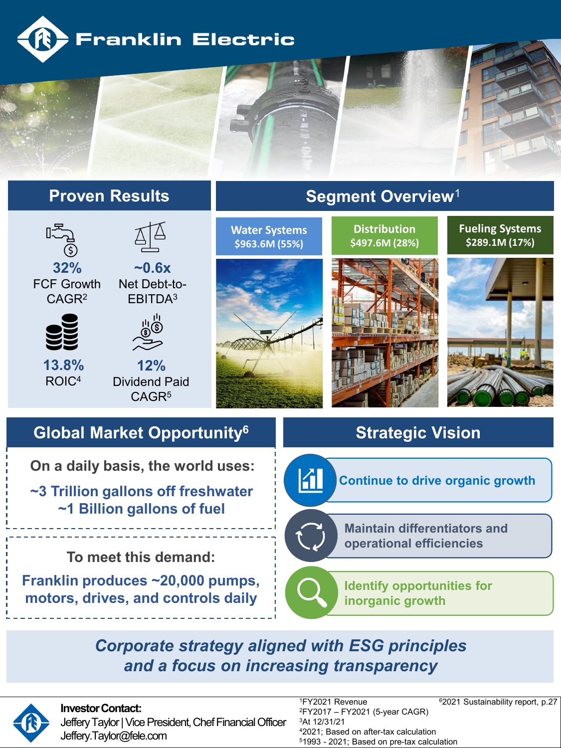# Franklin Electric

## Proven Results

**32%**
FCF Growth CAGR[2]

**~0.6x**
Net Debt-to-EBITDA[3]

**13.8%**
ROIC[4]

**12%**
Dividend Paid CAGR[5]

## Segment Overview[1]

**Water Systems**
$963.6M (55%)

**Distribution**
$497.6M (28%)

**Fueling Systems**
$289.1M (17%)

## Global Market Opportunity[6]

**On a daily basis, the world uses:**

**~3 Trillion gallons off freshwater**
**~1 Billion gallons of fuel**

**To meet this demand:**

**Franklin produces ~20,000 pumps, motors, drives, and controls daily**

## Strategic Vision

- **Continue to drive organic growth**
- **Maintain differentiators and operational efficiencies**
- **Identify opportunities for inorganic growth**

***Corporate strategy aligned with ESG principles and a focus on increasing transparency***

**Investor Contact:**
Jeffery Taylor | Vice President, Chef Financial Officer
Jeffery.Taylor@fele.com

[1] FY2021 Revenue
[2] FY2017 – FY2021 (5-year CAGR)
[3] At 12/31/21
[4] 2021; Based on after-tax calculation
[5] 1993 - 2021; Based on pre-tax calculation
[6] 2021 Sustainability report, p.27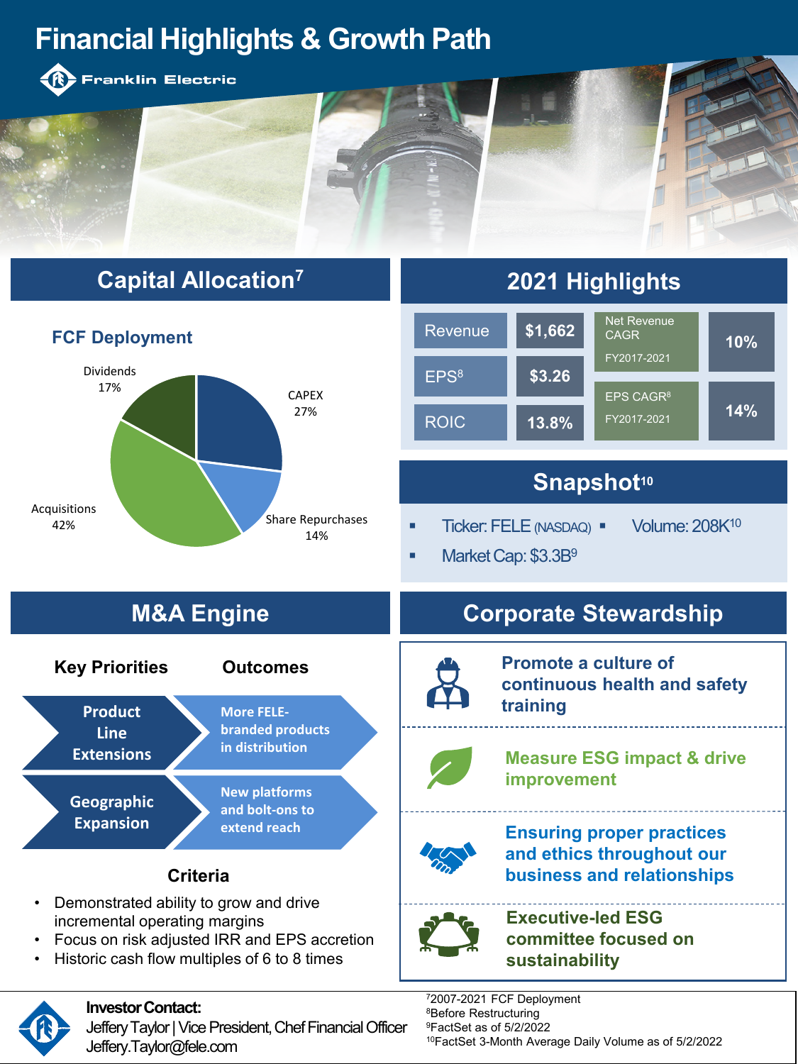# Financial Highlights & Growth Path

Franklin Electric

## Capital Allocation[7]

**FCF Deployment**

Dividends 17%

CAPEX 27%

Acquisitions 42%

Share Repurchases 14%

## 2021 Highlights

| | | | |
|---|---|---|---|
| Revenue | $1,662 | Net Revenue CAGR FY2017-2021 | 10% |
| EPS[8] | $3.26 | EPS CAGR[8] FY2017-2021 | 14% |
| ROIC | 13.8% | | |

## Snapshot[10]

- Ticker: FELE (NASDAQ)
- Volume: 208K[10]
- Market Cap: $3.3B[9]

## M&A Engine

| Key Priorities | Outcomes |
|---|---|
| Product Line Extensions | More FELE-branded products in distribution |
| Geographic Expansion | New platforms and bolt-ons to extend reach |

**Criteria**

- Demonstrated ability to grow and drive incremental operating margins
- Focus on risk adjusted IRR and EPS accretion
- Historic cash flow multiples of 6 to 8 times

## Corporate Stewardship

- Promote a culture of continuous health and safety training
- Measure ESG impact & drive improvement
- Ensuring proper practices and ethics throughout our business and relationships
- Executive-led ESG committee focused on sustainability

**Investor Contact:**
Jeffery Taylor | Vice President, Chef Financial Officer
Jeffery.Taylor@fele.com

[7]2007-2021 FCF Deployment
[8]Before Restructuring
[9]FactSet as of 5/2/2022
[10]FactSet 3-Month Average Daily Volume as of 5/2/2022